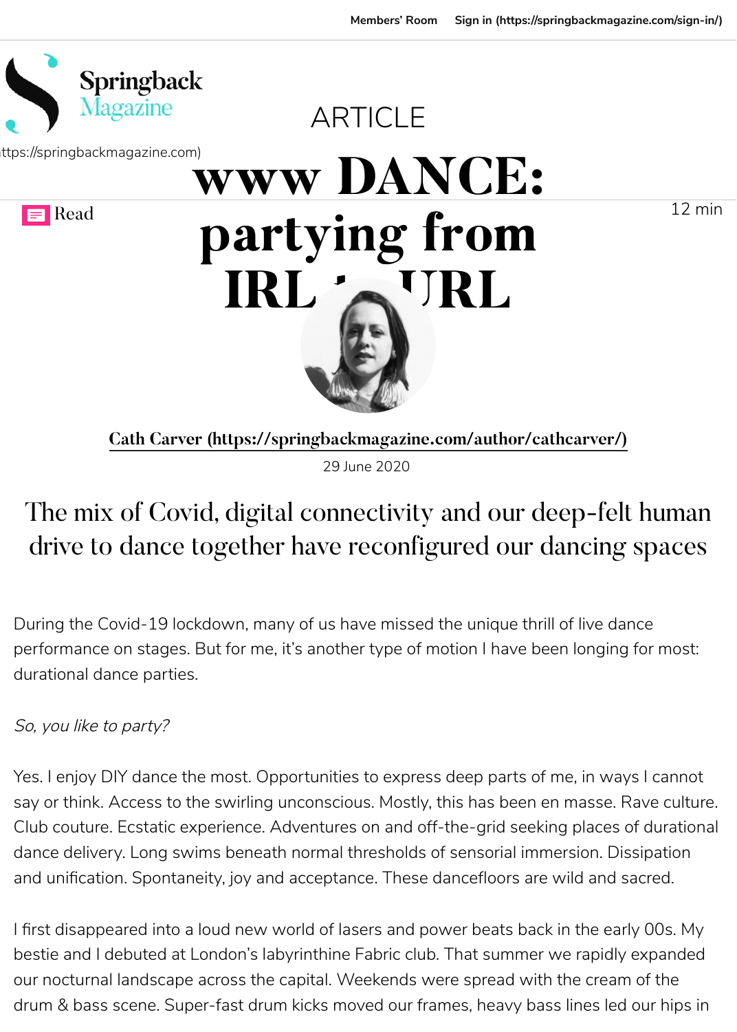ARTICLE

# www DANCE: partying from IRL to URL

Cath Carver (https://springbackmagazine.com/author/cathcarver/)

29 June 2020

12 min Read

## The mix of Covid, digital connectivity and our deep-felt human drive to dance together have reconfigured our dancing spaces

During the Covid-19 lockdown, many of us have missed the unique thrill of live dance performance on stages. But for me, it's another type of motion I have been longing for most: durational dance parties.

*So, you like to party?*

Yes. I enjoy DIY dance the most. Opportunities to express deep parts of me, in ways I cannot say or think. Access to the swirling unconscious. Mostly, this has been en masse. Rave culture. Club couture. Ecstatic experience. Adventures on and off-the-grid seeking places of durational dance delivery. Long swims beneath normal thresholds of sensorial immersion. Dissipation and unification. Spontaneity, joy and acceptance. These dancefloors are wild and sacred.

I first disappeared into a loud new world of lasers and power beats back in the early 00s. My bestie and I debuted at London's labyrinthine Fabric club. That summer we rapidly expanded our nocturnal landscape across the capital. Weekends were spread with the cream of the drum & bass scene. Super-fast drum kicks moved our frames, heavy bass lines led our hips in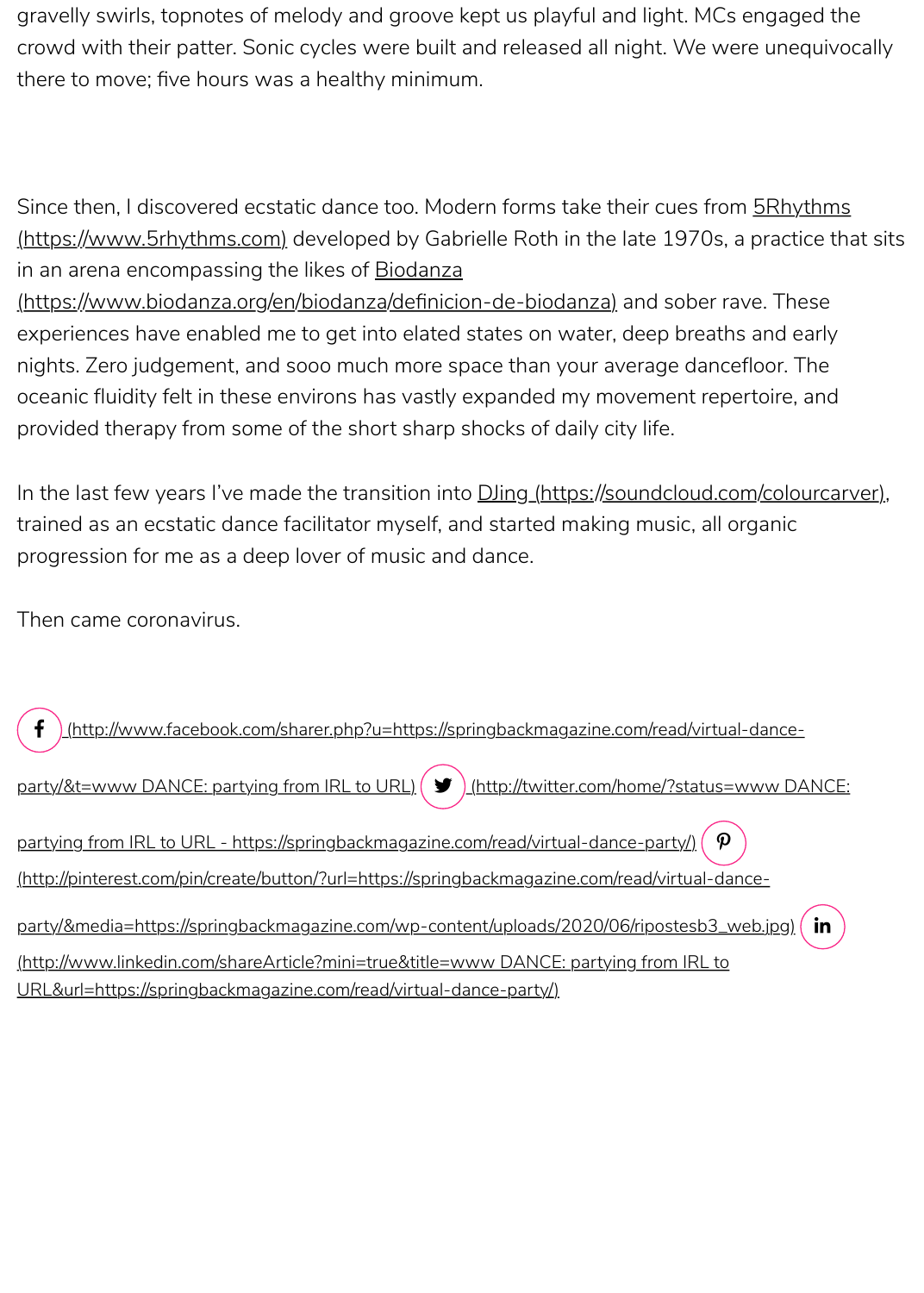gravelly swirls, topnotes of melody and groove kept us playful and light. MCs engaged the crowd with their patter. Sonic cycles were built and released all night. We were unequivocally there to move; five hours was a healthy minimum.

Since then, I discovered ecstatic dance too. Modern forms take their cues from 5Rhythms (https://www.5rhythms.com) developed by Gabrielle Roth in the late 1970s, a practice that sits in an arena encompassing the likes of Biodanza (https://www.biodanza.org/en/biodanza/definicion-de-biodanza) and sober rave. These experiences have enabled me to get into elated states on water, deep breaths and early nights. Zero judgement, and sooo much more space than your average dancefloor. The oceanic fluidity felt in these environs has vastly expanded my movement repertoire, and provided therapy from some of the short sharp shocks of daily city life.

In the last few years I've made the transition into DJing (https://soundcloud.com/colourcarver), trained as an ecstatic dance facilitator myself, and started making music, all organic progression for me as a deep lover of music and dance.

Then came coronavirus.

(http://www.facebook.com/sharer.php?u=https://springbackmagazine.com/read/virtual-dance-party/&t=www DANCE: partying from IRL to URL) (http://twitter.com/home/?status=www DANCE: partying from IRL to URL - https://springbackmagazine.com/read/virtual-dance-party/) (http://pinterest.com/pin/create/button/?url=https://springbackmagazine.com/read/virtual-dance-party/&media=https://springbackmagazine.com/wp-content/uploads/2020/06/ripostesb3_web.jpg) (http://www.linkedin.com/shareArticle?mini=true&title=www DANCE: partying from IRL to URL&url=https://springbackmagazine.com/read/virtual-dance-party/)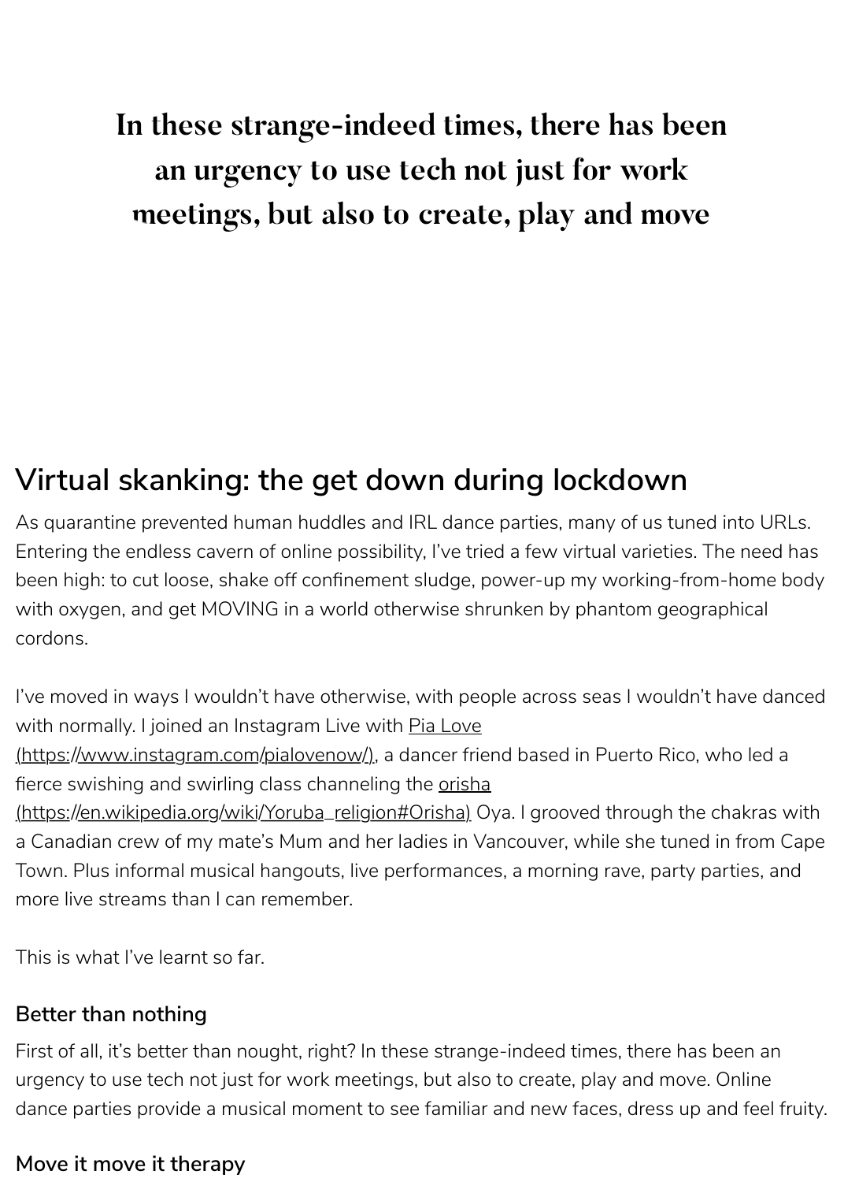**In these strange-indeed times, there has been an urgency to use tech not just for work meetings, but also to create, play and move**

## Virtual skanking: the get down during lockdown

As quarantine prevented human huddles and IRL dance parties, many of us tuned into URLs. Entering the endless cavern of online possibility, I've tried a few virtual varieties. The need has been high: to cut loose, shake off confinement sludge, power-up my working-from-home body with oxygen, and get MOVING in a world otherwise shrunken by phantom geographical cordons.

I've moved in ways I wouldn't have otherwise, with people across seas I wouldn't have danced with normally. I joined an Instagram Live with Pia Love (https://www.instagram.com/pialovenow/), a dancer friend based in Puerto Rico, who led a fierce swishing and swirling class channeling the orisha (https://en.wikipedia.org/wiki/Yoruba_religion#Orisha) Oya. I grooved through the chakras with a Canadian crew of my mate's Mum and her ladies in Vancouver, while she tuned in from Cape Town. Plus informal musical hangouts, live performances, a morning rave, party parties, and more live streams than I can remember.

This is what I've learnt so far.

### Better than nothing

First of all, it's better than nought, right? In these strange-indeed times, there has been an urgency to use tech not just for work meetings, but also to create, play and move. Online dance parties provide a musical moment to see familiar and new faces, dress up and feel fruity.

### Move it move it therapy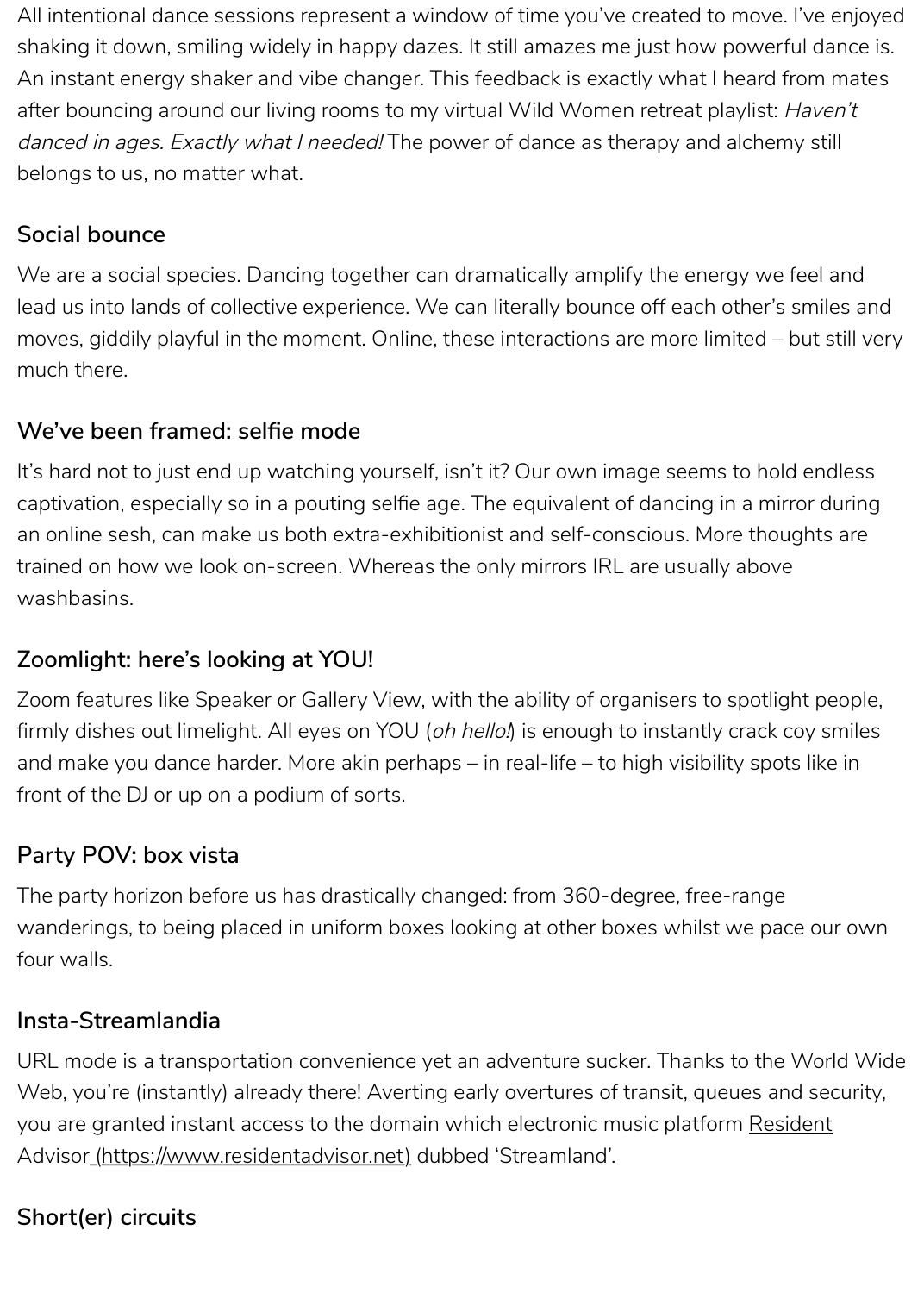All intentional dance sessions represent a window of time you've created to move. I've enjoyed shaking it down, smiling widely in happy dazes. It still amazes me just how powerful dance is. An instant energy shaker and vibe changer. This feedback is exactly what I heard from mates after bouncing around our living rooms to my virtual Wild Women retreat playlist: *Haven't danced in ages. Exactly what I needed!* The power of dance as therapy and alchemy still belongs to us, no matter what.

### Social bounce

We are a social species. Dancing together can dramatically amplify the energy we feel and lead us into lands of collective experience. We can literally bounce off each other's smiles and moves, giddily playful in the moment. Online, these interactions are more limited – but still very much there.

### We've been framed: selfie mode

It's hard not to just end up watching yourself, isn't it? Our own image seems to hold endless captivation, especially so in a pouting selfie age. The equivalent of dancing in a mirror during an online sesh, can make us both extra-exhibitionist and self-conscious. More thoughts are trained on how we look on-screen. Whereas the only mirrors IRL are usually above washbasins.

### Zoomlight: here's looking at YOU!

Zoom features like Speaker or Gallery View, with the ability of organisers to spotlight people, firmly dishes out limelight. All eyes on YOU (*oh hello!*) is enough to instantly crack coy smiles and make you dance harder. More akin perhaps – in real-life – to high visibility spots like in front of the DJ or up on a podium of sorts.

### Party POV: box vista

The party horizon before us has drastically changed: from 360-degree, free-range wanderings, to being placed in uniform boxes looking at other boxes whilst we pace our own four walls.

### Insta-Streamlandia

URL mode is a transportation convenience yet an adventure sucker. Thanks to the World Wide Web, you're (instantly) already there! Averting early overtures of transit, queues and security, you are granted instant access to the domain which electronic music platform [Resident Advisor (https://www.residentadvisor.net)](https://www.residentadvisor.net) dubbed 'Streamland'.

### Short(er) circuits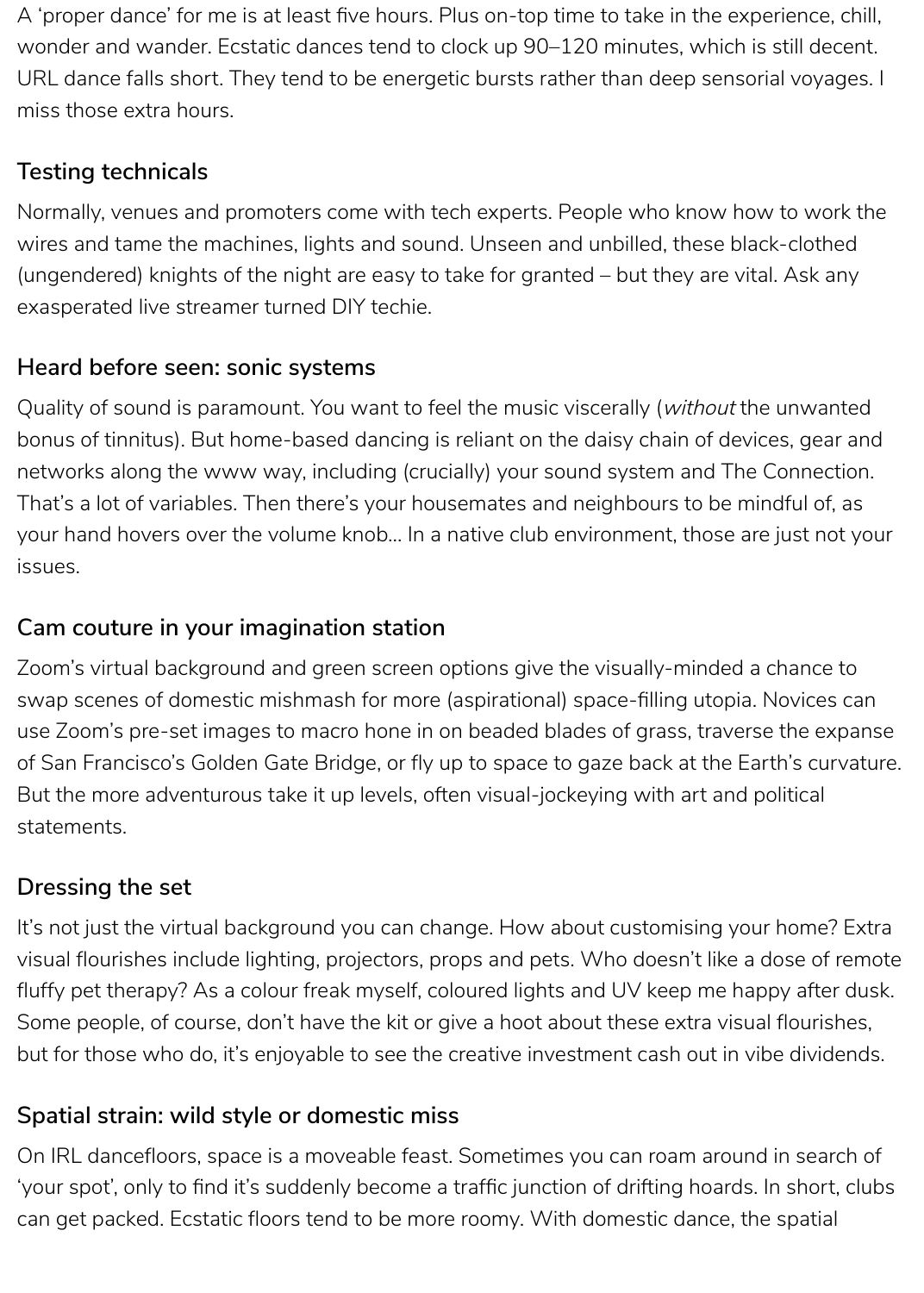A 'proper dance' for me is at least five hours. Plus on-top time to take in the experience, chill, wonder and wander. Ecstatic dances tend to clock up 90–120 minutes, which is still decent. URL dance falls short. They tend to be energetic bursts rather than deep sensorial voyages. I miss those extra hours.

## Testing technicals

Normally, venues and promoters come with tech experts. People who know how to work the wires and tame the machines, lights and sound. Unseen and unbilled, these black-clothed (ungendered) knights of the night are easy to take for granted – but they are vital. Ask any exasperated live streamer turned DIY techie.

## Heard before seen: sonic systems

Quality of sound is paramount. You want to feel the music viscerally (*without* the unwanted bonus of tinnitus). But home-based dancing is reliant on the daisy chain of devices, gear and networks along the www way, including (crucially) your sound system and The Connection. That's a lot of variables. Then there's your housemates and neighbours to be mindful of, as your hand hovers over the volume knob… In a native club environment, those are just not your issues.

## Cam couture in your imagination station

Zoom's virtual background and green screen options give the visually-minded a chance to swap scenes of domestic mishmash for more (aspirational) space-filling utopia. Novices can use Zoom's pre-set images to macro hone in on beaded blades of grass, traverse the expanse of San Francisco's Golden Gate Bridge, or fly up to space to gaze back at the Earth's curvature. But the more adventurous take it up levels, often visual-jockeying with art and political statements.

## Dressing the set

It's not just the virtual background you can change. How about customising your home? Extra visual flourishes include lighting, projectors, props and pets. Who doesn't like a dose of remote fluffy pet therapy? As a colour freak myself, coloured lights and UV keep me happy after dusk. Some people, of course, don't have the kit or give a hoot about these extra visual flourishes, but for those who do, it's enjoyable to see the creative investment cash out in vibe dividends.

## Spatial strain: wild style or domestic miss

On IRL dancefloors, space is a moveable feast. Sometimes you can roam around in search of 'your spot', only to find it's suddenly become a traffic junction of drifting hoards. In short, clubs can get packed. Ecstatic floors tend to be more roomy. With domestic dance, the spatial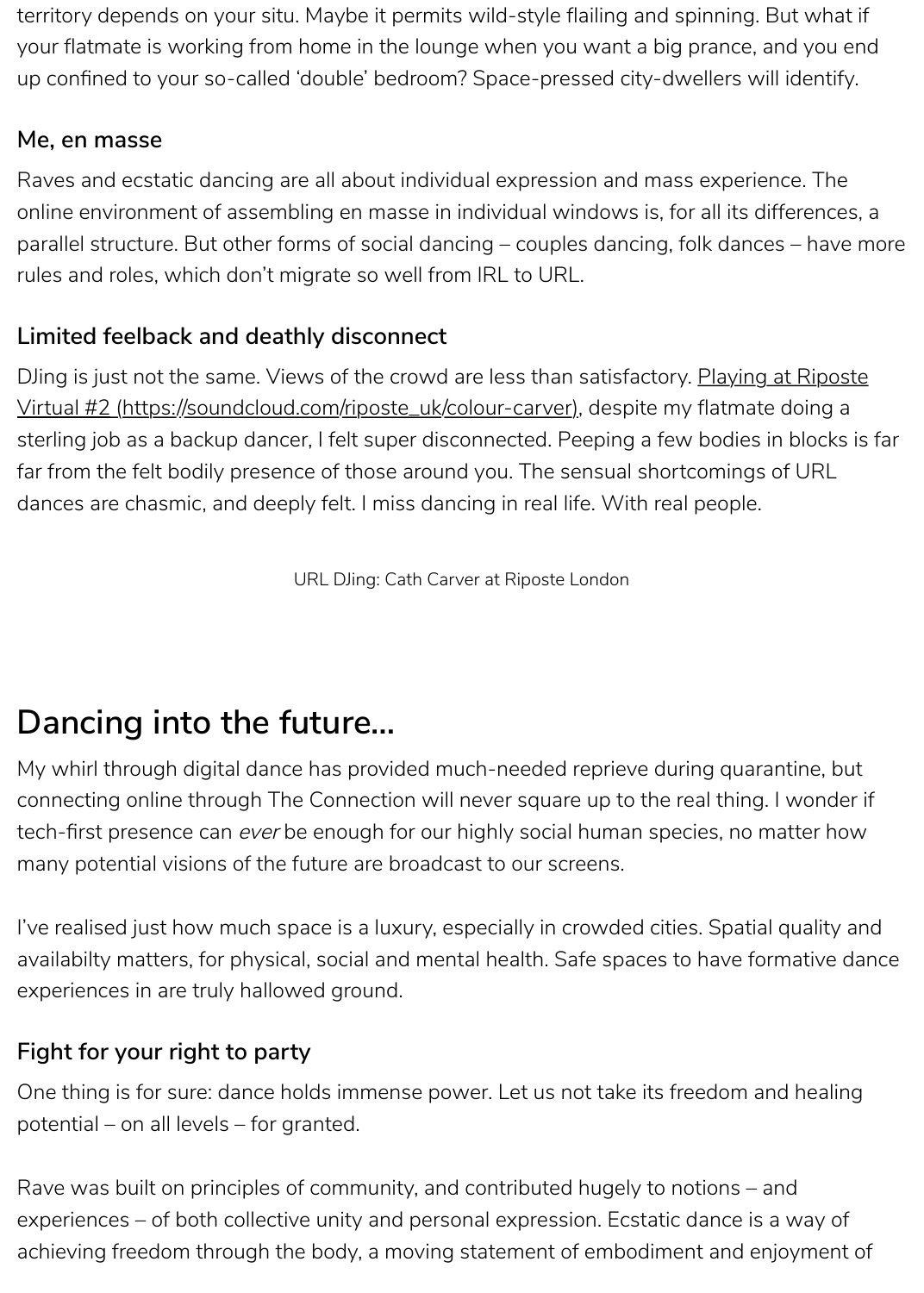territory depends on your situ. Maybe it permits wild-style flailing and spinning. But what if your flatmate is working from home in the lounge when you want a big prance, and you end up confined to your so-called 'double' bedroom? Space-pressed city-dwellers will identify.

### Me, en masse

Raves and ecstatic dancing are all about individual expression and mass experience. The online environment of assembling en masse in individual windows is, for all its differences, a parallel structure. But other forms of social dancing – couples dancing, folk dances – have more rules and roles, which don't migrate so well from IRL to URL.

### Limited feelback and deathly disconnect

DJing is just not the same. Views of the crowd are less than satisfactory. [Playing at Riposte Virtual #2 (https://soundcloud.com/riposte_uk/colour-carver)](https://soundcloud.com/riposte_uk/colour-carver), despite my flatmate doing a sterling job as a backup dancer, I felt super disconnected. Peeping a few bodies in blocks is far far from the felt bodily presence of those around you. The sensual shortcomings of URL dances are chasmic, and deeply felt. I miss dancing in real life. With real people.

URL DJing: Cath Carver at Riposte London

## Dancing into the future...

My whirl through digital dance has provided much-needed reprieve during quarantine, but connecting online through The Connection will never square up to the real thing. I wonder if tech-first presence can *ever* be enough for our highly social human species, no matter how many potential visions of the future are broadcast to our screens.

I've realised just how much space is a luxury, especially in crowded cities. Spatial quality and availabilty matters, for physical, social and mental health. Safe spaces to have formative dance experiences in are truly hallowed ground.

### Fight for your right to party

One thing is for sure: dance holds immense power. Let us not take its freedom and healing potential – on all levels – for granted.

Rave was built on principles of community, and contributed hugely to notions – and experiences – of both collective unity and personal expression. Ecstatic dance is a way of achieving freedom through the body, a moving statement of embodiment and enjoyment of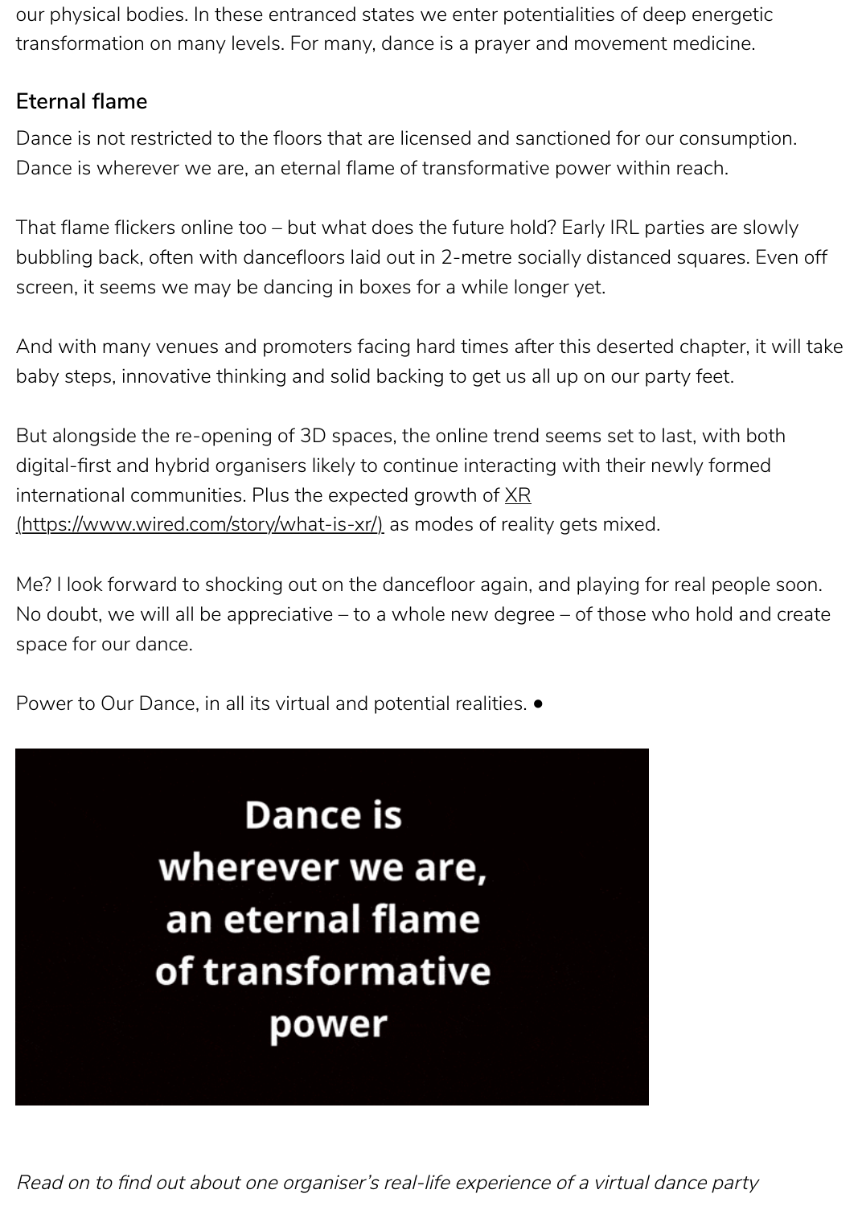our physical bodies. In these entranced states we enter potentialities of deep energetic transformation on many levels. For many, dance is a prayer and movement medicine.

### Eternal flame

Dance is not restricted to the floors that are licensed and sanctioned for our consumption. Dance is wherever we are, an eternal flame of transformative power within reach.

That flame flickers online too – but what does the future hold? Early IRL parties are slowly bubbling back, often with dancefloors laid out in 2-metre socially distanced squares. Even off screen, it seems we may be dancing in boxes for a while longer yet.

And with many venues and promoters facing hard times after this deserted chapter, it will take baby steps, innovative thinking and solid backing to get us all up on our party feet.

But alongside the re-opening of 3D spaces, the online trend seems set to last, with both digital-first and hybrid organisers likely to continue interacting with their newly formed international communities. Plus the expected growth of XR (https://www.wired.com/story/what-is-xr/) as modes of reality gets mixed.

Me? I look forward to shocking out on the dancefloor again, and playing for real people soon. No doubt, we will all be appreciative – to a whole new degree – of those who hold and create space for our dance.

Power to Our Dance, in all its virtual and potential realities. •

**Dance is wherever we are, an eternal flame of transformative power**

*Read on to find out about one organiser's real-life experience of a virtual dance party*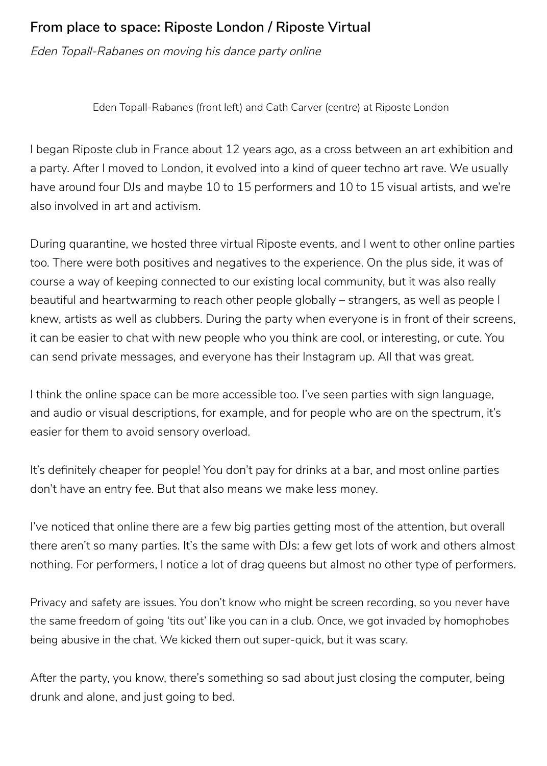## From place to space: Riposte London / Riposte Virtual

*Eden Topall-Rabanes on moving his dance party online*

Eden Topall-Rabanes (front left) and Cath Carver (centre) at Riposte London

I began Riposte club in France about 12 years ago, as a cross between an art exhibition and a party. After I moved to London, it evolved into a kind of queer techno art rave. We usually have around four DJs and maybe 10 to 15 performers and 10 to 15 visual artists, and we're also involved in art and activism.

During quarantine, we hosted three virtual Riposte events, and I went to other online parties too. There were both positives and negatives to the experience. On the plus side, it was of course a way of keeping connected to our existing local community, but it was also really beautiful and heartwarming to reach other people globally – strangers, as well as people I knew, artists as well as clubbers. During the party when everyone is in front of their screens, it can be easier to chat with new people who you think are cool, or interesting, or cute. You can send private messages, and everyone has their Instagram up. All that was great.

I think the online space can be more accessible too. I've seen parties with sign language, and audio or visual descriptions, for example, and for people who are on the spectrum, it's easier for them to avoid sensory overload.

It's definitely cheaper for people! You don't pay for drinks at a bar, and most online parties don't have an entry fee. But that also means we make less money.

I've noticed that online there are a few big parties getting most of the attention, but overall there aren't so many parties. It's the same with DJs: a few get lots of work and others almost nothing. For performers, I notice a lot of drag queens but almost no other type of performers.

Privacy and safety are issues. You don't know who might be screen recording, so you never have the same freedom of going 'tits out' like you can in a club. Once, we got invaded by homophobes being abusive in the chat. We kicked them out super-quick, but it was scary.

After the party, you know, there's something so sad about just closing the computer, being drunk and alone, and just going to bed.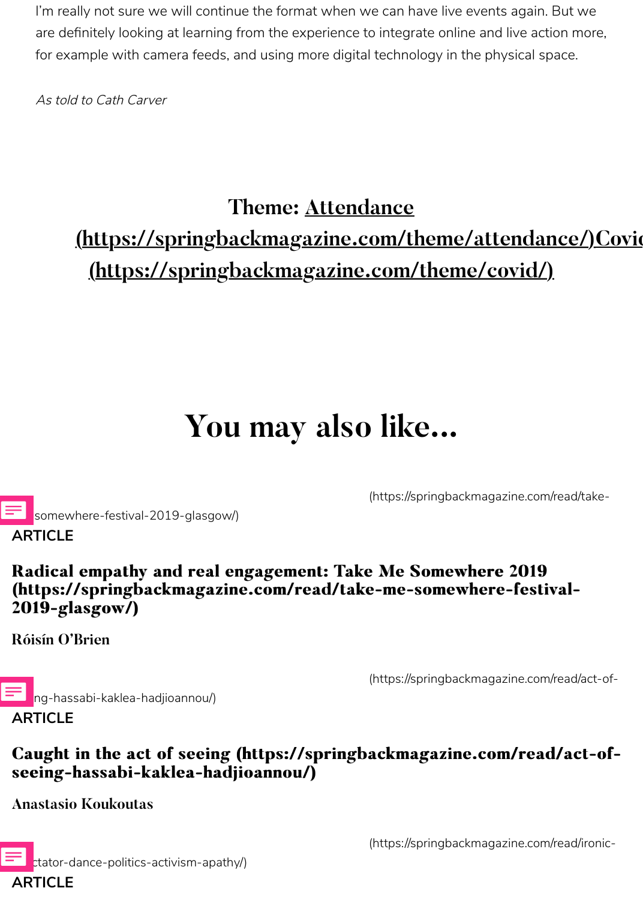I'm really not sure we will continue the format when we can have live events again. But we are definitely looking at learning from the experience to integrate online and live action more, for example with camera feeds, and using more digital technology in the physical space.

*As told to Cath Carver*

**Theme: Attendance (https://springbackmagazine.com/theme/attendance/)Covid (https://springbackmagazine.com/theme/covid/)**

## You may also like...

(https://springbackmagazine.com/read/take-me-somewhere-festival-2019-glasgow/)

ARTICLE

### Radical empathy and real engagement: Take Me Somewhere 2019 (https://springbackmagazine.com/read/take-me-somewhere-festival-2019-glasgow/)

Róisín O'Brien

(https://springbackmagazine.com/read/act-of-seeing-hassabi-kaklea-hadjioannou/)

ARTICLE

### Caught in the act of seeing (https://springbackmagazine.com/read/act-of-seeing-hassabi-kaklea-hadjioannou/)

Anastasio Koukoutas

(https://springbackmagazine.com/read/ironic-spectator-dance-politics-activism-apathy/)

ARTICLE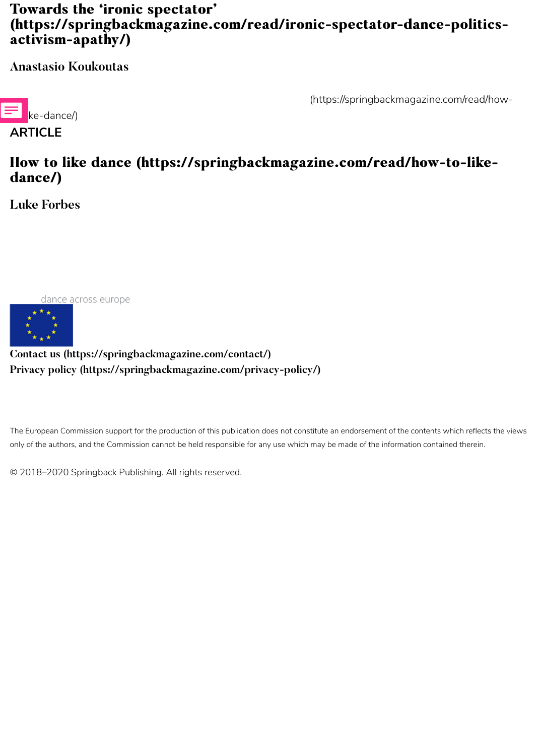## Towards the 'ironic spectator' (https://springbackmagazine.com/read/ironic-spectator-dance-politics-activism-apathy/)

**Anastasio Koukoutas**

(https://springbackmagazine.com/read/how-to-like-dance/)

ARTICLE

## How to like dance (https://springbackmagazine.com/read/how-to-like-dance/)

**Luke Forbes**

dance across europe

**Contact us (https://springbackmagazine.com/contact/)**
**Privacy policy (https://springbackmagazine.com/privacy-policy/)**

The European Commission support for the production of this publication does not constitute an endorsement of the contents which reflects the views only of the authors, and the Commission cannot be held responsible for any use which may be made of the information contained therein.

© 2018–2020 Springback Publishing. All rights reserved.